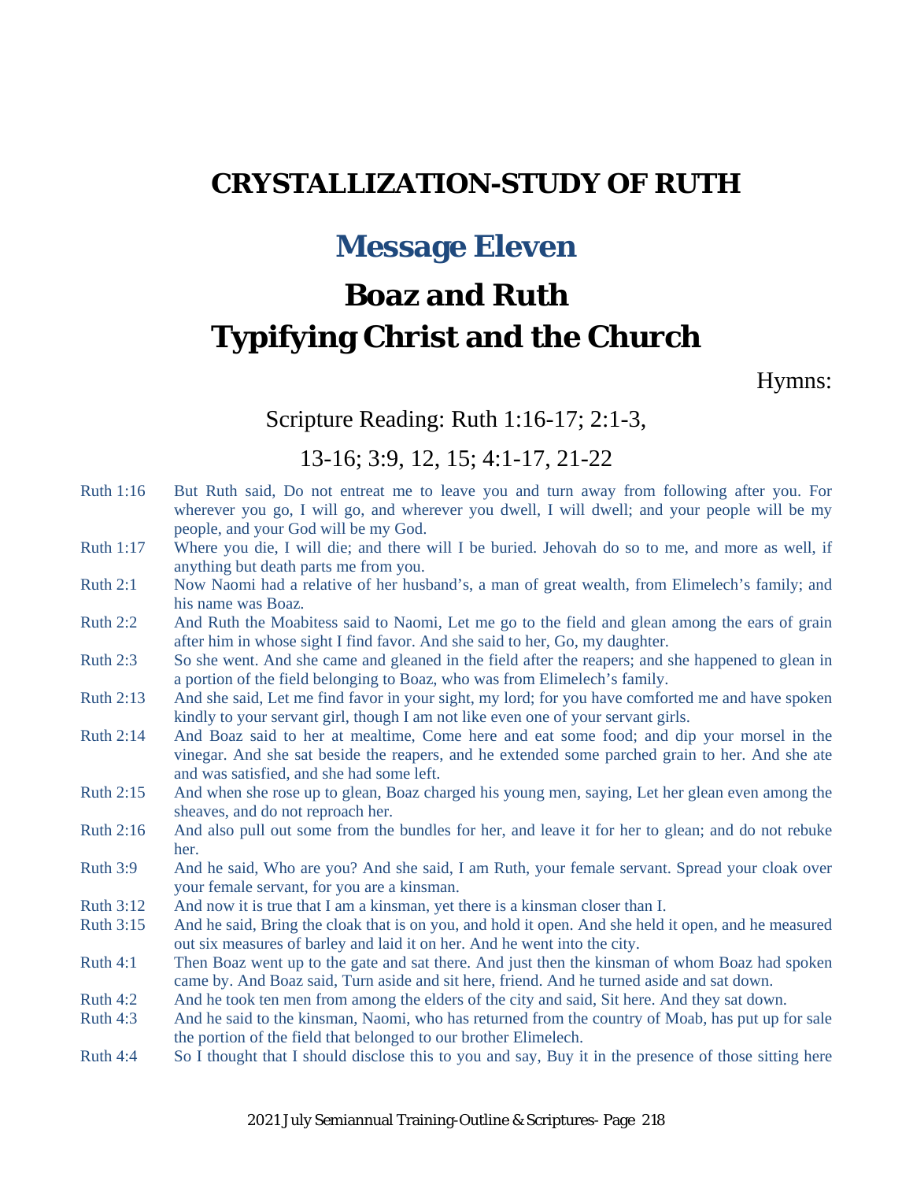# CRYSTALLIZATION-STUDY OF RUTH

## Message Eleven

# Boaz and Ruth Typifying Christ and the Church

Hymns:

Scripture Reading: Ruth 1:16-17; 2:1-3, 13-16; 3:9, 12, 15; 4:1-17, 21-22

| | |
|---|---|
| Ruth 1:16 | But Ruth said, Do not entreat me to leave you and turn away from following after you. For wherever you go, I will go, and wherever you dwell, I will dwell; and your people will be my people, and your God will be my God. |
| Ruth 1:17 | Where you die, I will die; and there will I be buried. Jehovah do so to me, and more as well, if anything but death parts me from you. |
| Ruth 2:1 | Now Naomi had a relative of her husband's, a man of great wealth, from Elimelech's family; and his name was Boaz. |
| Ruth 2:2 | And Ruth the Moabitess said to Naomi, Let me go to the field and glean among the ears of grain after him in whose sight I find favor. And she said to her, Go, my daughter. |
| Ruth 2:3 | So she went. And she came and gleaned in the field after the reapers; and she happened to glean in a portion of the field belonging to Boaz, who was from Elimelech's family. |
| Ruth 2:13 | And she said, Let me find favor in your sight, my lord; for you have comforted me and have spoken kindly to your servant girl, though I am not like even one of your servant girls. |
| Ruth 2:14 | And Boaz said to her at mealtime, Come here and eat some food; and dip your morsel in the vinegar. And she sat beside the reapers, and he extended some parched grain to her. And she ate and was satisfied, and she had some left. |
| Ruth 2:15 | And when she rose up to glean, Boaz charged his young men, saying, Let her glean even among the sheaves, and do not reproach her. |
| Ruth 2:16 | And also pull out some from the bundles for her, and leave it for her to glean; and do not rebuke her. |
| Ruth 3:9 | And he said, Who are you? And she said, I am Ruth, your female servant. Spread your cloak over your female servant, for you are a kinsman. |
| Ruth 3:12 | And now it is true that I am a kinsman, yet there is a kinsman closer than I. |
| Ruth 3:15 | And he said, Bring the cloak that is on you, and hold it open. And she held it open, and he measured out six measures of barley and laid it on her. And he went into the city. |
| Ruth 4:1 | Then Boaz went up to the gate and sat there. And just then the kinsman of whom Boaz had spoken came by. And Boaz said, Turn aside and sit here, friend. And he turned aside and sat down. |
| Ruth 4:2 | And he took ten men from among the elders of the city and said, Sit here. And they sat down. |
| Ruth 4:3 | And he said to the kinsman, Naomi, who has returned from the country of Moab, has put up for sale the portion of the field that belonged to our brother Elimelech. |
| Ruth 4:4 | So I thought that I should disclose this to you and say, Buy it in the presence of those sitting here |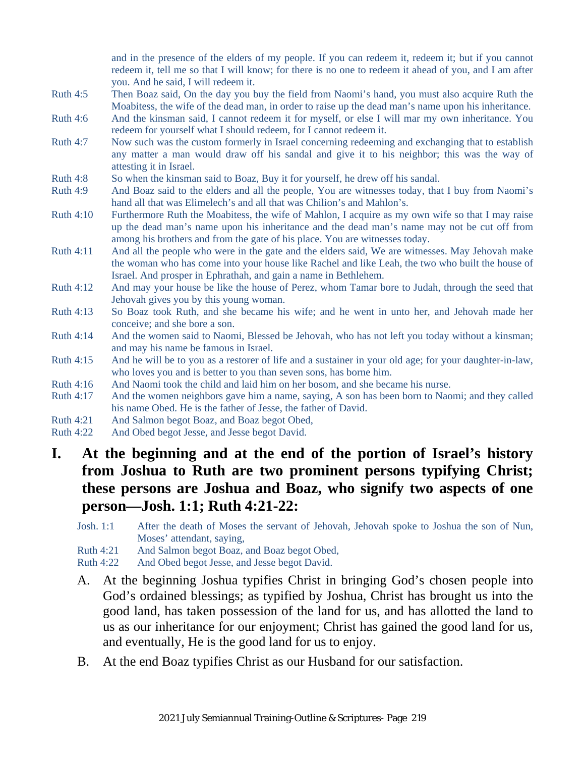and in the presence of the elders of my people. If you can redeem it, redeem it; but if you cannot redeem it, tell me so that I will know; for there is no one to redeem it ahead of you, and I am after you. And he said, I will redeem it.

Ruth 4:5 Then Boaz said, On the day you buy the field from Naomi's hand, you must also acquire Ruth the Moabitess, the wife of the dead man, in order to raise up the dead man's name upon his inheritance.

Ruth 4:6 And the kinsman said, I cannot redeem it for myself, or else I will mar my own inheritance. You redeem for yourself what I should redeem, for I cannot redeem it.

Ruth 4:7 Now such was the custom formerly in Israel concerning redeeming and exchanging that to establish any matter a man would draw off his sandal and give it to his neighbor; this was the way of attesting it in Israel.

Ruth 4:8 So when the kinsman said to Boaz, Buy it for yourself, he drew off his sandal.

Ruth 4:9 And Boaz said to the elders and all the people, You are witnesses today, that I buy from Naomi's hand all that was Elimelech's and all that was Chilion's and Mahlon's.

Ruth 4:10 Furthermore Ruth the Moabitess, the wife of Mahlon, I acquire as my own wife so that I may raise up the dead man's name upon his inheritance and the dead man's name may not be cut off from among his brothers and from the gate of his place. You are witnesses today.

Ruth 4:11 And all the people who were in the gate and the elders said, We are witnesses. May Jehovah make the woman who has come into your house like Rachel and like Leah, the two who built the house of Israel. And prosper in Ephrathah, and gain a name in Bethlehem.

Ruth 4:12 And may your house be like the house of Perez, whom Tamar bore to Judah, through the seed that Jehovah gives you by this young woman.

Ruth 4:13 So Boaz took Ruth, and she became his wife; and he went in unto her, and Jehovah made her conceive; and she bore a son.

Ruth 4:14 And the women said to Naomi, Blessed be Jehovah, who has not left you today without a kinsman; and may his name be famous in Israel.

Ruth 4:15 And he will be to you as a restorer of life and a sustainer in your old age; for your daughter-in-law, who loves you and is better to you than seven sons, has borne him.

Ruth 4:16 And Naomi took the child and laid him on her bosom, and she became his nurse.

Ruth 4:17 And the women neighbors gave him a name, saying, A son has been born to Naomi; and they called his name Obed. He is the father of Jesse, the father of David.

Ruth 4:21 And Salmon begot Boaz, and Boaz begot Obed,

Ruth 4:22 And Obed begot Jesse, and Jesse begot David.

## I. At the beginning and at the end of the portion of Israel's history from Joshua to Ruth are two prominent persons typifying Christ; these persons are Joshua and Boaz, who signify two aspects of one person—Josh. 1:1; Ruth 4:21-22:

Josh. 1:1 After the death of Moses the servant of Jehovah, Jehovah spoke to Joshua the son of Nun, Moses' attendant, saying,

Ruth 4:21 And Salmon begot Boaz, and Boaz begot Obed,

Ruth 4:22 And Obed begot Jesse, and Jesse begot David.

A. At the beginning Joshua typifies Christ in bringing God's chosen people into God's ordained blessings; as typified by Joshua, Christ has brought us into the good land, has taken possession of the land for us, and has allotted the land to us as our inheritance for our enjoyment; Christ has gained the good land for us, and eventually, He is the good land for us to enjoy.

B. At the end Boaz typifies Christ as our Husband for our satisfaction.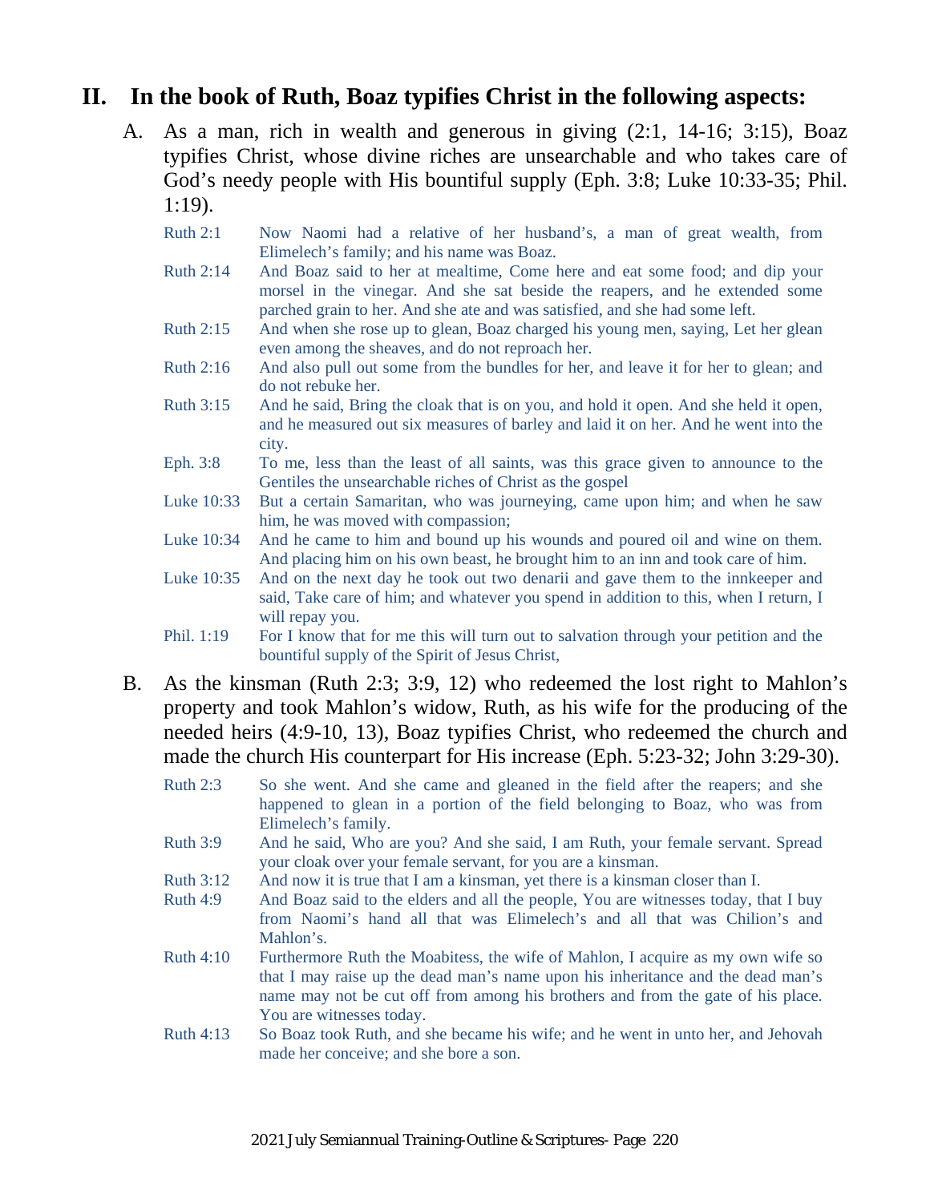## II. In the book of Ruth, Boaz typifies Christ in the following aspects:

A. As a man, rich in wealth and generous in giving (2:1, 14-16; 3:15), Boaz typifies Christ, whose divine riches are unsearchable and who takes care of God's needy people with His bountiful supply (Eph. 3:8; Luke 10:33-35; Phil. 1:19).

| | |
|---|---|
| Ruth 2:1 | Now Naomi had a relative of her husband's, a man of great wealth, from Elimelech's family; and his name was Boaz. |
| Ruth 2:14 | And Boaz said to her at mealtime, Come here and eat some food; and dip your morsel in the vinegar. And she sat beside the reapers, and he extended some parched grain to her. And she ate and was satisfied, and she had some left. |
| Ruth 2:15 | And when she rose up to glean, Boaz charged his young men, saying, Let her glean even among the sheaves, and do not reproach her. |
| Ruth 2:16 | And also pull out some from the bundles for her, and leave it for her to glean; and do not rebuke her. |
| Ruth 3:15 | And he said, Bring the cloak that is on you, and hold it open. And she held it open, and he measured out six measures of barley and laid it on her. And he went into the city. |
| Eph. 3:8 | To me, less than the least of all saints, was this grace given to announce to the Gentiles the unsearchable riches of Christ as the gospel |
| Luke 10:33 | But a certain Samaritan, who was journeying, came upon him; and when he saw him, he was moved with compassion; |
| Luke 10:34 | And he came to him and bound up his wounds and poured oil and wine on them. And placing him on his own beast, he brought him to an inn and took care of him. |
| Luke 10:35 | And on the next day he took out two denarii and gave them to the innkeeper and said, Take care of him; and whatever you spend in addition to this, when I return, I will repay you. |
| Phil. 1:19 | For I know that for me this will turn out to salvation through your petition and the bountiful supply of the Spirit of Jesus Christ, |

B. As the kinsman (Ruth 2:3; 3:9, 12) who redeemed the lost right to Mahlon's property and took Mahlon's widow, Ruth, as his wife for the producing of the needed heirs (4:9-10, 13), Boaz typifies Christ, who redeemed the church and made the church His counterpart for His increase (Eph. 5:23-32; John 3:29-30).

| | |
|---|---|
| Ruth 2:3 | So she went. And she came and gleaned in the field after the reapers; and she happened to glean in a portion of the field belonging to Boaz, who was from Elimelech's family. |
| Ruth 3:9 | And he said, Who are you? And she said, I am Ruth, your female servant. Spread your cloak over your female servant, for you are a kinsman. |
| Ruth 3:12 | And now it is true that I am a kinsman, yet there is a kinsman closer than I. |
| Ruth 4:9 | And Boaz said to the elders and all the people, You are witnesses today, that I buy from Naomi's hand all that was Elimelech's and all that was Chilion's and Mahlon's. |
| Ruth 4:10 | Furthermore Ruth the Moabitess, the wife of Mahlon, I acquire as my own wife so that I may raise up the dead man's name upon his inheritance and the dead man's name may not be cut off from among his brothers and from the gate of his place. You are witnesses today. |
| Ruth 4:13 | So Boaz took Ruth, and she became his wife; and he went in unto her, and Jehovah made her conceive; and she bore a son. |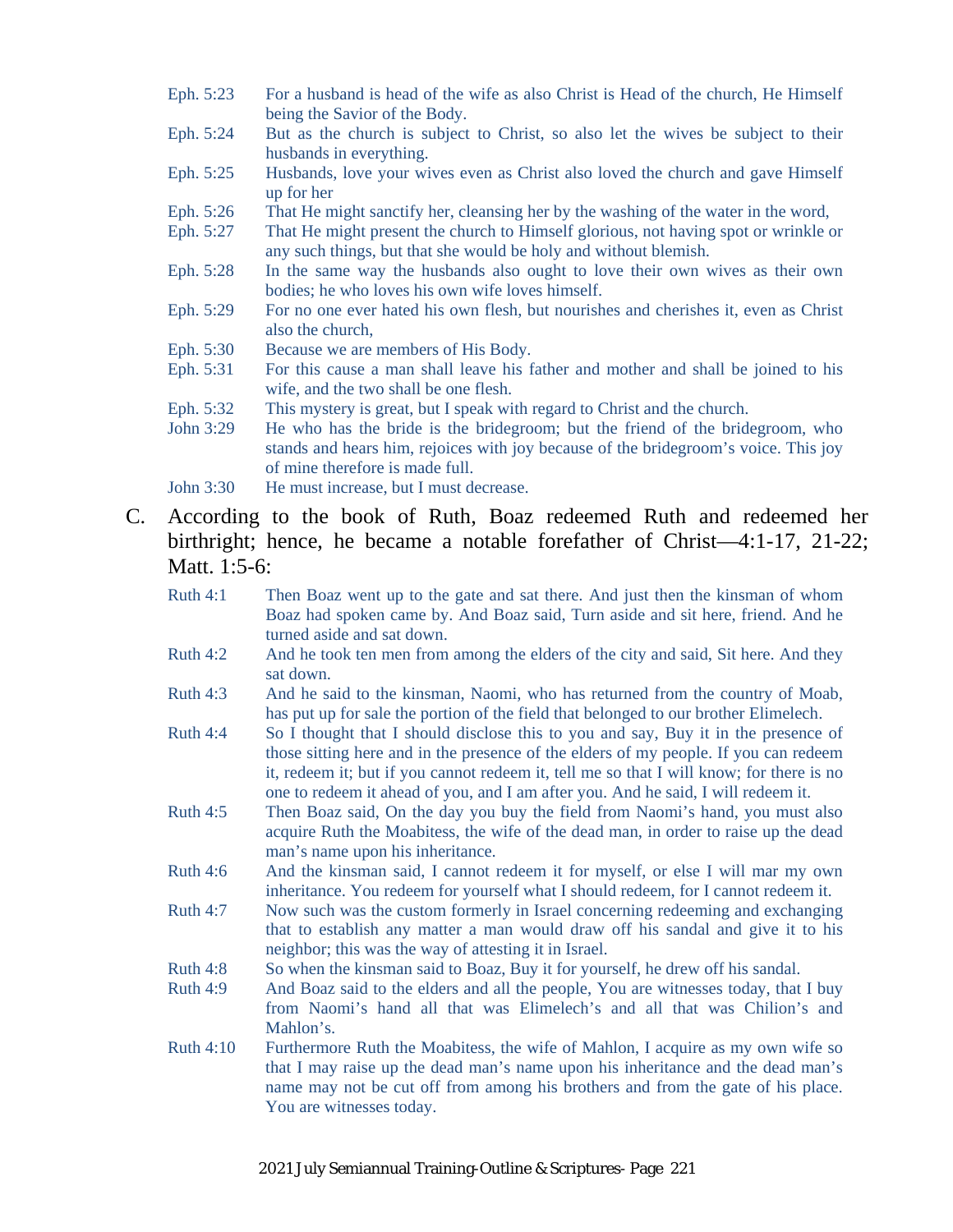Eph. 5:23 For a husband is head of the wife as also Christ is Head of the church, He Himself being the Savior of the Body.

Eph. 5:24 But as the church is subject to Christ, so also let the wives be subject to their husbands in everything.

Eph. 5:25 Husbands, love your wives even as Christ also loved the church and gave Himself up for her

Eph. 5:26 That He might sanctify her, cleansing her by the washing of the water in the word,

Eph. 5:27 That He might present the church to Himself glorious, not having spot or wrinkle or any such things, but that she would be holy and without blemish.

Eph. 5:28 In the same way the husbands also ought to love their own wives as their own bodies; he who loves his own wife loves himself.

Eph. 5:29 For no one ever hated his own flesh, but nourishes and cherishes it, even as Christ also the church,

Eph. 5:30 Because we are members of His Body.

Eph. 5:31 For this cause a man shall leave his father and mother and shall be joined to his wife, and the two shall be one flesh.

Eph. 5:32 This mystery is great, but I speak with regard to Christ and the church.

John 3:29 He who has the bride is the bridegroom; but the friend of the bridegroom, who stands and hears him, rejoices with joy because of the bridegroom's voice. This joy of mine therefore is made full.

John 3:30 He must increase, but I must decrease.

C. According to the book of Ruth, Boaz redeemed Ruth and redeemed her birthright; hence, he became a notable forefather of Christ—4:1-17, 21-22; Matt. 1:5-6:

Ruth 4:1 Then Boaz went up to the gate and sat there. And just then the kinsman of whom Boaz had spoken came by. And Boaz said, Turn aside and sit here, friend. And he turned aside and sat down.

Ruth 4:2 And he took ten men from among the elders of the city and said, Sit here. And they sat down.

Ruth 4:3 And he said to the kinsman, Naomi, who has returned from the country of Moab, has put up for sale the portion of the field that belonged to our brother Elimelech.

Ruth 4:4 So I thought that I should disclose this to you and say, Buy it in the presence of those sitting here and in the presence of the elders of my people. If you can redeem it, redeem it; but if you cannot redeem it, tell me so that I will know; for there is no one to redeem it ahead of you, and I am after you. And he said, I will redeem it.

Ruth 4:5 Then Boaz said, On the day you buy the field from Naomi's hand, you must also acquire Ruth the Moabitess, the wife of the dead man, in order to raise up the dead man's name upon his inheritance.

Ruth 4:6 And the kinsman said, I cannot redeem it for myself, or else I will mar my own inheritance. You redeem for yourself what I should redeem, for I cannot redeem it.

Ruth 4:7 Now such was the custom formerly in Israel concerning redeeming and exchanging that to establish any matter a man would draw off his sandal and give it to his neighbor; this was the way of attesting it in Israel.

Ruth 4:8 So when the kinsman said to Boaz, Buy it for yourself, he drew off his sandal.

Ruth 4:9 And Boaz said to the elders and all the people, You are witnesses today, that I buy from Naomi's hand all that was Elimelech's and all that was Chilion's and Mahlon's.

Ruth 4:10 Furthermore Ruth the Moabitess, the wife of Mahlon, I acquire as my own wife so that I may raise up the dead man's name upon his inheritance and the dead man's name may not be cut off from among his brothers and from the gate of his place. You are witnesses today.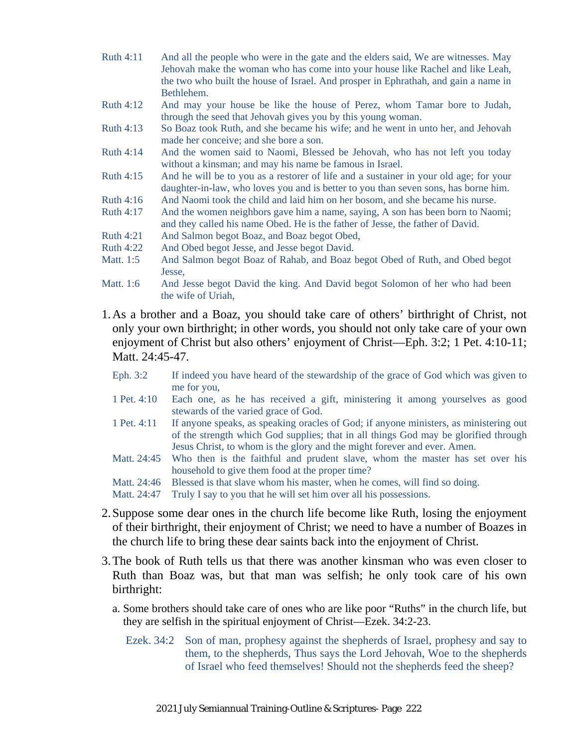Ruth 4:11 And all the people who were in the gate and the elders said, We are witnesses. May Jehovah make the woman who has come into your house like Rachel and like Leah, the two who built the house of Israel. And prosper in Ephrathah, and gain a name in Bethlehem.

Ruth 4:12 And may your house be like the house of Perez, whom Tamar bore to Judah, through the seed that Jehovah gives you by this young woman.

Ruth 4:13 So Boaz took Ruth, and she became his wife; and he went in unto her, and Jehovah made her conceive; and she bore a son.

Ruth 4:14 And the women said to Naomi, Blessed be Jehovah, who has not left you today without a kinsman; and may his name be famous in Israel.

Ruth 4:15 And he will be to you as a restorer of life and a sustainer in your old age; for your daughter-in-law, who loves you and is better to you than seven sons, has borne him.

Ruth 4:16 And Naomi took the child and laid him on her bosom, and she became his nurse.

Ruth 4:17 And the women neighbors gave him a name, saying, A son has been born to Naomi; and they called his name Obed. He is the father of Jesse, the father of David.

Ruth 4:21 And Salmon begot Boaz, and Boaz begot Obed,

Ruth 4:22 And Obed begot Jesse, and Jesse begot David.

Matt. 1:5 And Salmon begot Boaz of Rahab, and Boaz begot Obed of Ruth, and Obed begot Jesse,

Matt. 1:6 And Jesse begot David the king. And David begot Solomon of her who had been the wife of Uriah,

1. As a brother and a Boaz, you should take care of others' birthright of Christ, not only your own birthright; in other words, you should not only take care of your own enjoyment of Christ but also others' enjoyment of Christ—Eph. 3:2; 1 Pet. 4:10-11; Matt. 24:45-47.

   Eph. 3:2 If indeed you have heard of the stewardship of the grace of God which was given to me for you,

   1 Pet. 4:10 Each one, as he has received a gift, ministering it among yourselves as good stewards of the varied grace of God.

   1 Pet. 4:11 If anyone speaks, as speaking oracles of God; if anyone ministers, as ministering out of the strength which God supplies; that in all things God may be glorified through Jesus Christ, to whom is the glory and the might forever and ever. Amen.

   Matt. 24:45 Who then is the faithful and prudent slave, whom the master has set over his household to give them food at the proper time?

   Matt. 24:46 Blessed is that slave whom his master, when he comes, will find so doing.

   Matt. 24:47 Truly I say to you that he will set him over all his possessions.

2. Suppose some dear ones in the church life become like Ruth, losing the enjoyment of their birthright, their enjoyment of Christ; we need to have a number of Boazes in the church life to bring these dear saints back into the enjoyment of Christ.

3. The book of Ruth tells us that there was another kinsman who was even closer to Ruth than Boaz was, but that man was selfish; he only took care of his own birthright:

   a. Some brothers should take care of ones who are like poor "Ruths" in the church life, but they are selfish in the spiritual enjoyment of Christ—Ezek. 34:2-23.

      Ezek. 34:2 Son of man, prophesy against the shepherds of Israel, prophesy and say to them, to the shepherds, Thus says the Lord Jehovah, Woe to the shepherds of Israel who feed themselves! Should not the shepherds feed the sheep?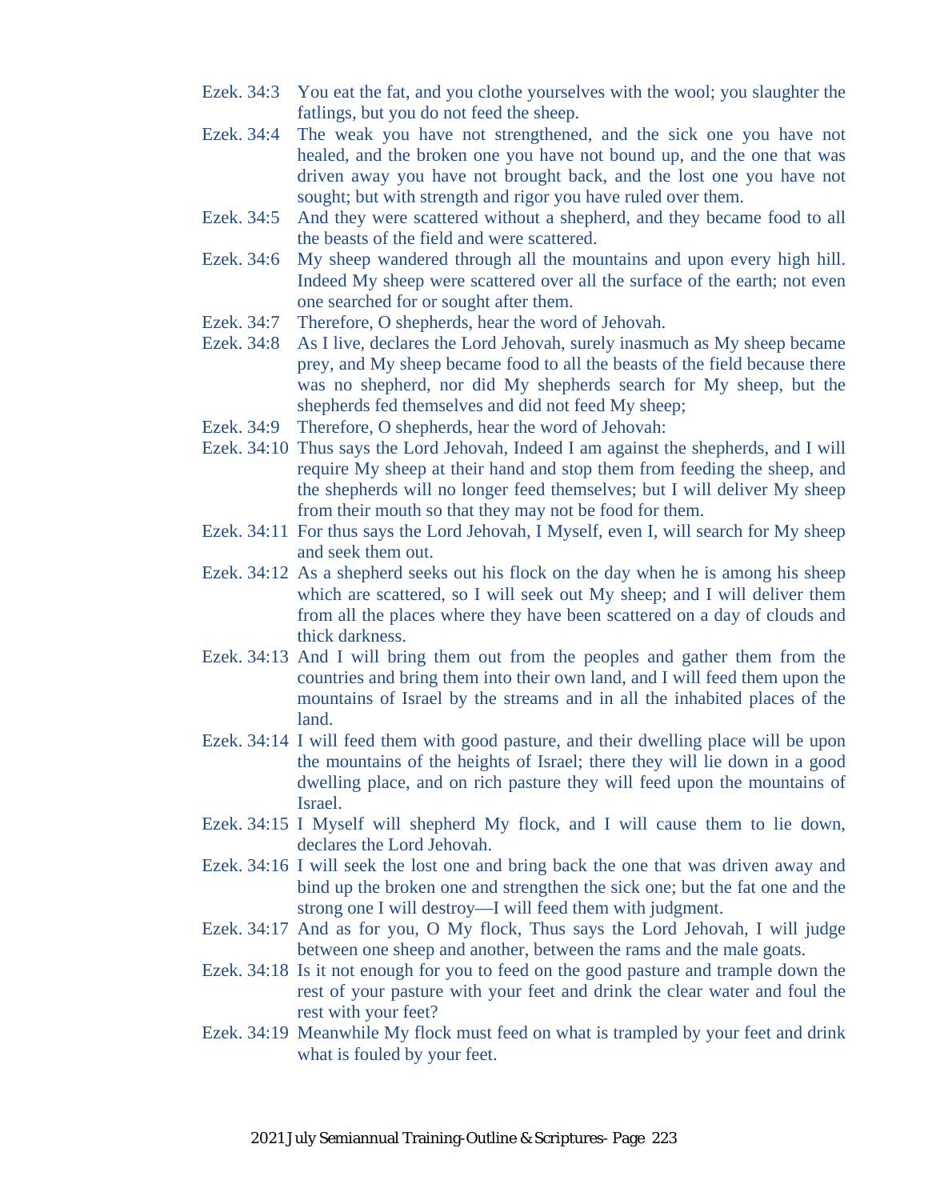Ezek. 34:3 You eat the fat, and you clothe yourselves with the wool; you slaughter the fatlings, but you do not feed the sheep.

Ezek. 34:4 The weak you have not strengthened, and the sick one you have not healed, and the broken one you have not bound up, and the one that was driven away you have not brought back, and the lost one you have not sought; but with strength and rigor you have ruled over them.

Ezek. 34:5 And they were scattered without a shepherd, and they became food to all the beasts of the field and were scattered.

Ezek. 34:6 My sheep wandered through all the mountains and upon every high hill. Indeed My sheep were scattered over all the surface of the earth; not even one searched for or sought after them.

Ezek. 34:7 Therefore, O shepherds, hear the word of Jehovah.

Ezek. 34:8 As I live, declares the Lord Jehovah, surely inasmuch as My sheep became prey, and My sheep became food to all the beasts of the field because there was no shepherd, nor did My shepherds search for My sheep, but the shepherds fed themselves and did not feed My sheep;

Ezek. 34:9 Therefore, O shepherds, hear the word of Jehovah:

Ezek. 34:10 Thus says the Lord Jehovah, Indeed I am against the shepherds, and I will require My sheep at their hand and stop them from feeding the sheep, and the shepherds will no longer feed themselves; but I will deliver My sheep from their mouth so that they may not be food for them.

Ezek. 34:11 For thus says the Lord Jehovah, I Myself, even I, will search for My sheep and seek them out.

Ezek. 34:12 As a shepherd seeks out his flock on the day when he is among his sheep which are scattered, so I will seek out My sheep; and I will deliver them from all the places where they have been scattered on a day of clouds and thick darkness.

Ezek. 34:13 And I will bring them out from the peoples and gather them from the countries and bring them into their own land, and I will feed them upon the mountains of Israel by the streams and in all the inhabited places of the land.

Ezek. 34:14 I will feed them with good pasture, and their dwelling place will be upon the mountains of the heights of Israel; there they will lie down in a good dwelling place, and on rich pasture they will feed upon the mountains of Israel.

Ezek. 34:15 I Myself will shepherd My flock, and I will cause them to lie down, declares the Lord Jehovah.

Ezek. 34:16 I will seek the lost one and bring back the one that was driven away and bind up the broken one and strengthen the sick one; but the fat one and the strong one I will destroy—I will feed them with judgment.

Ezek. 34:17 And as for you, O My flock, Thus says the Lord Jehovah, I will judge between one sheep and another, between the rams and the male goats.

Ezek. 34:18 Is it not enough for you to feed on the good pasture and trample down the rest of your pasture with your feet and drink the clear water and foul the rest with your feet?

Ezek. 34:19 Meanwhile My flock must feed on what is trampled by your feet and drink what is fouled by your feet.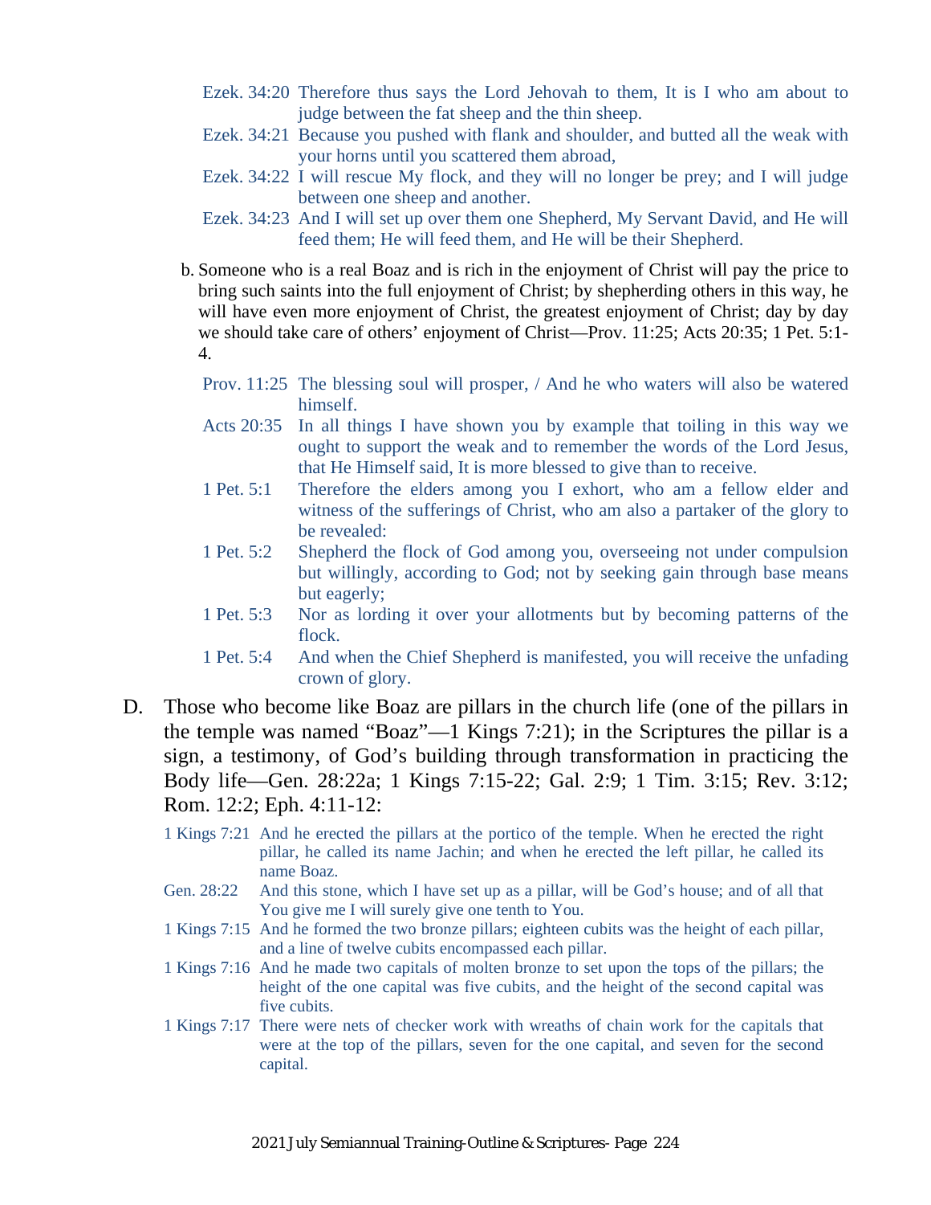Ezek. 34:20 Therefore thus says the Lord Jehovah to them, It is I who am about to judge between the fat sheep and the thin sheep.

Ezek. 34:21 Because you pushed with flank and shoulder, and butted all the weak with your horns until you scattered them abroad,

Ezek. 34:22 I will rescue My flock, and they will no longer be prey; and I will judge between one sheep and another.

Ezek. 34:23 And I will set up over them one Shepherd, My Servant David, and He will feed them; He will feed them, and He will be their Shepherd.

b. Someone who is a real Boaz and is rich in the enjoyment of Christ will pay the price to bring such saints into the full enjoyment of Christ; by shepherding others in this way, he will have even more enjoyment of Christ, the greatest enjoyment of Christ; day by day we should take care of others' enjoyment of Christ—Prov. 11:25; Acts 20:35; 1 Pet. 5:1-4.

Prov. 11:25 The blessing soul will prosper, / And he who waters will also be watered himself.

Acts 20:35 In all things I have shown you by example that toiling in this way we ought to support the weak and to remember the words of the Lord Jesus, that He Himself said, It is more blessed to give than to receive.

1 Pet. 5:1 Therefore the elders among you I exhort, who am a fellow elder and witness of the sufferings of Christ, who am also a partaker of the glory to be revealed:

1 Pet. 5:2 Shepherd the flock of God among you, overseeing not under compulsion but willingly, according to God; not by seeking gain through base means but eagerly;

1 Pet. 5:3 Nor as lording it over your allotments but by becoming patterns of the flock.

1 Pet. 5:4 And when the Chief Shepherd is manifested, you will receive the unfading crown of glory.

D. Those who become like Boaz are pillars in the church life (one of the pillars in the temple was named "Boaz"—1 Kings 7:21); in the Scriptures the pillar is a sign, a testimony, of God's building through transformation in practicing the Body life—Gen. 28:22a; 1 Kings 7:15-22; Gal. 2:9; 1 Tim. 3:15; Rev. 3:12; Rom. 12:2; Eph. 4:11-12:

1 Kings 7:21 And he erected the pillars at the portico of the temple. When he erected the right pillar, he called its name Jachin; and when he erected the left pillar, he called its name Boaz.

Gen. 28:22 And this stone, which I have set up as a pillar, will be God's house; and of all that You give me I will surely give one tenth to You.

1 Kings 7:15 And he formed the two bronze pillars; eighteen cubits was the height of each pillar, and a line of twelve cubits encompassed each pillar.

1 Kings 7:16 And he made two capitals of molten bronze to set upon the tops of the pillars; the height of the one capital was five cubits, and the height of the second capital was five cubits.

1 Kings 7:17 There were nets of checker work with wreaths of chain work for the capitals that were at the top of the pillars, seven for the one capital, and seven for the second capital.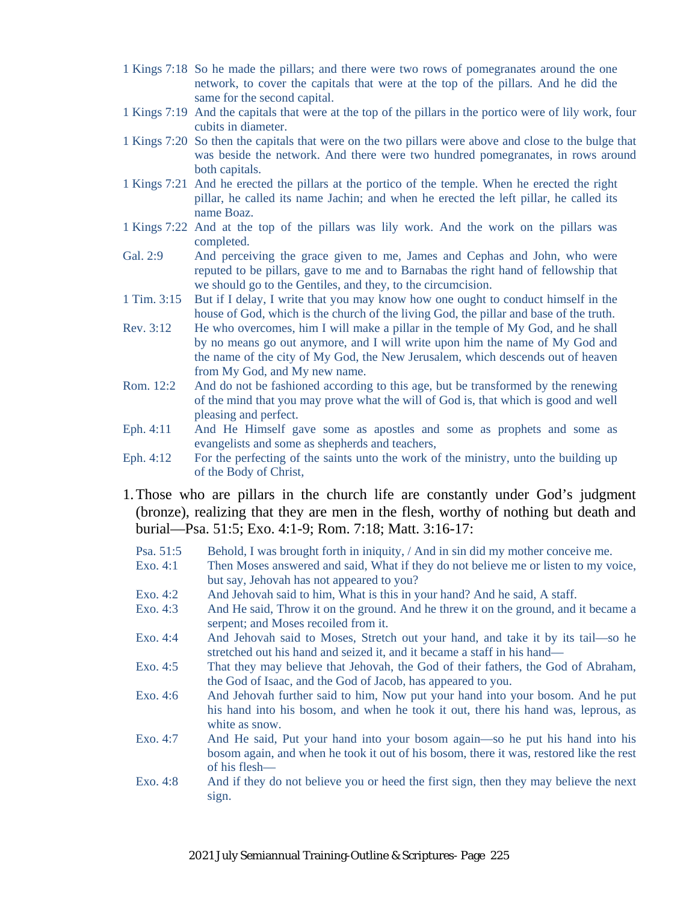1 Kings 7:18 So he made the pillars; and there were two rows of pomegranates around the one network, to cover the capitals that were at the top of the pillars. And he did the same for the second capital.

1 Kings 7:19 And the capitals that were at the top of the pillars in the portico were of lily work, four cubits in diameter.

1 Kings 7:20 So then the capitals that were on the two pillars were above and close to the bulge that was beside the network. And there were two hundred pomegranates, in rows around both capitals.

1 Kings 7:21 And he erected the pillars at the portico of the temple. When he erected the right pillar, he called its name Jachin; and when he erected the left pillar, he called its name Boaz.

1 Kings 7:22 And at the top of the pillars was lily work. And the work on the pillars was completed.

Gal. 2:9 And perceiving the grace given to me, James and Cephas and John, who were reputed to be pillars, gave to me and to Barnabas the right hand of fellowship that we should go to the Gentiles, and they, to the circumcision.

1 Tim. 3:15 But if I delay, I write that you may know how one ought to conduct himself in the house of God, which is the church of the living God, the pillar and base of the truth.

Rev. 3:12 He who overcomes, him I will make a pillar in the temple of My God, and he shall by no means go out anymore, and I will write upon him the name of My God and the name of the city of My God, the New Jerusalem, which descends out of heaven from My God, and My new name.

Rom. 12:2 And do not be fashioned according to this age, but be transformed by the renewing of the mind that you may prove what the will of God is, that which is good and well pleasing and perfect.

Eph. 4:11 And He Himself gave some as apostles and some as prophets and some as evangelists and some as shepherds and teachers,

Eph. 4:12 For the perfecting of the saints unto the work of the ministry, unto the building up of the Body of Christ,

1. Those who are pillars in the church life are constantly under God's judgment (bronze), realizing that they are men in the flesh, worthy of nothing but death and burial—Psa. 51:5; Exo. 4:1-9; Rom. 7:18; Matt. 3:16-17:

   Psa. 51:5 Behold, I was brought forth in iniquity, / And in sin did my mother conceive me.

   Exo. 4:1 Then Moses answered and said, What if they do not believe me or listen to my voice, but say, Jehovah has not appeared to you?

   Exo. 4:2 And Jehovah said to him, What is this in your hand? And he said, A staff.

   Exo. 4:3 And He said, Throw it on the ground. And he threw it on the ground, and it became a serpent; and Moses recoiled from it.

   Exo. 4:4 And Jehovah said to Moses, Stretch out your hand, and take it by its tail—so he stretched out his hand and seized it, and it became a staff in his hand—

   Exo. 4:5 That they may believe that Jehovah, the God of their fathers, the God of Abraham, the God of Isaac, and the God of Jacob, has appeared to you.

   Exo. 4:6 And Jehovah further said to him, Now put your hand into your bosom. And he put his hand into his bosom, and when he took it out, there his hand was, leprous, as white as snow.

   Exo. 4:7 And He said, Put your hand into your bosom again—so he put his hand into his bosom again, and when he took it out of his bosom, there it was, restored like the rest of his flesh—

   Exo. 4:8 And if they do not believe you or heed the first sign, then they may believe the next sign.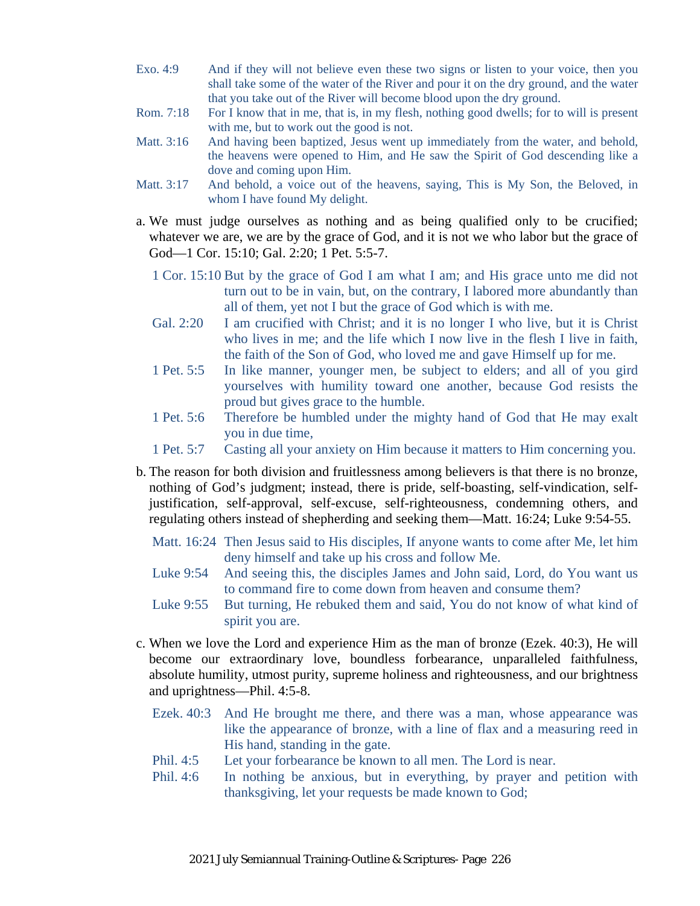Exo. 4:9 And if they will not believe even these two signs or listen to your voice, then you shall take some of the water of the River and pour it on the dry ground, and the water that you take out of the River will become blood upon the dry ground.

Rom. 7:18 For I know that in me, that is, in my flesh, nothing good dwells; for to will is present with me, but to work out the good is not.

Matt. 3:16 And having been baptized, Jesus went up immediately from the water, and behold, the heavens were opened to Him, and He saw the Spirit of God descending like a dove and coming upon Him.

Matt. 3:17 And behold, a voice out of the heavens, saying, This is My Son, the Beloved, in whom I have found My delight.

a. We must judge ourselves as nothing and as being qualified only to be crucified; whatever we are, we are by the grace of God, and it is not we who labor but the grace of God—1 Cor. 15:10; Gal. 2:20; 1 Pet. 5:5-7.

1 Cor. 15:10 But by the grace of God I am what I am; and His grace unto me did not turn out to be in vain, but, on the contrary, I labored more abundantly than all of them, yet not I but the grace of God which is with me.

Gal. 2:20 I am crucified with Christ; and it is no longer I who live, but it is Christ who lives in me; and the life which I now live in the flesh I live in faith, the faith of the Son of God, who loved me and gave Himself up for me.

1 Pet. 5:5 In like manner, younger men, be subject to elders; and all of you gird yourselves with humility toward one another, because God resists the proud but gives grace to the humble.

1 Pet. 5:6 Therefore be humbled under the mighty hand of God that He may exalt you in due time,

1 Pet. 5:7 Casting all your anxiety on Him because it matters to Him concerning you.

b. The reason for both division and fruitlessness among believers is that there is no bronze, nothing of God's judgment; instead, there is pride, self-boasting, self-vindication, self-justification, self-approval, self-excuse, self-righteousness, condemning others, and regulating others instead of shepherding and seeking them—Matt. 16:24; Luke 9:54-55.

Matt. 16:24 Then Jesus said to His disciples, If anyone wants to come after Me, let him deny himself and take up his cross and follow Me.

Luke 9:54 And seeing this, the disciples James and John said, Lord, do You want us to command fire to come down from heaven and consume them?

Luke 9:55 But turning, He rebuked them and said, You do not know of what kind of spirit you are.

c. When we love the Lord and experience Him as the man of bronze (Ezek. 40:3), He will become our extraordinary love, boundless forbearance, unparalleled faithfulness, absolute humility, utmost purity, supreme holiness and righteousness, and our brightness and uprightness—Phil. 4:5-8.

Ezek. 40:3 And He brought me there, and there was a man, whose appearance was like the appearance of bronze, with a line of flax and a measuring reed in His hand, standing in the gate.

Phil. 4:5 Let your forbearance be known to all men. The Lord is near.

Phil. 4:6 In nothing be anxious, but in everything, by prayer and petition with thanksgiving, let your requests be made known to God;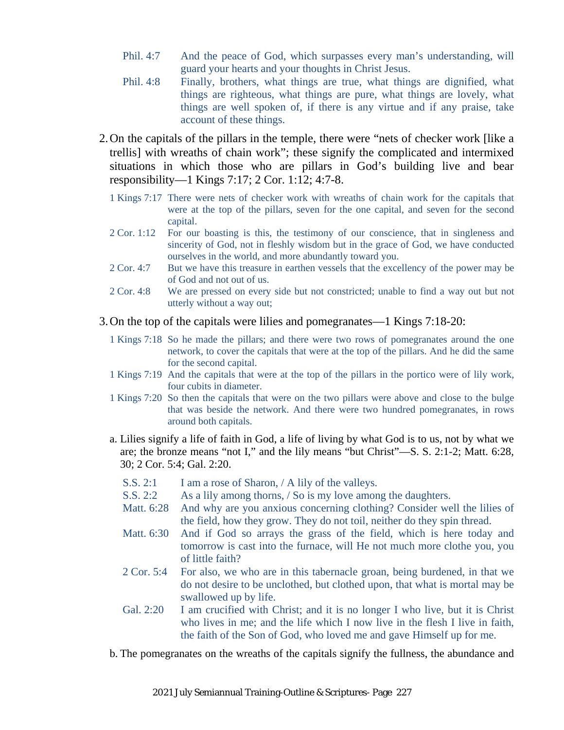Phil. 4:7 And the peace of God, which surpasses every man's understanding, will guard your hearts and your thoughts in Christ Jesus.

Phil. 4:8 Finally, brothers, what things are true, what things are dignified, what things are righteous, what things are pure, what things are lovely, what things are well spoken of, if there is any virtue and if any praise, take account of these things.

2. On the capitals of the pillars in the temple, there were "nets of checker work [like a trellis] with wreaths of chain work"; these signify the complicated and intermixed situations in which those who are pillars in God's building live and bear responsibility—1 Kings 7:17; 2 Cor. 1:12; 4:7-8.

1 Kings 7:17 There were nets of checker work with wreaths of chain work for the capitals that were at the top of the pillars, seven for the one capital, and seven for the second capital.

2 Cor. 1:12 For our boasting is this, the testimony of our conscience, that in singleness and sincerity of God, not in fleshly wisdom but in the grace of God, we have conducted ourselves in the world, and more abundantly toward you.

2 Cor. 4:7 But we have this treasure in earthen vessels that the excellency of the power may be of God and not out of us.

2 Cor. 4:8 We are pressed on every side but not constricted; unable to find a way out but not utterly without a way out;

3. On the top of the capitals were lilies and pomegranates—1 Kings 7:18-20:

1 Kings 7:18 So he made the pillars; and there were two rows of pomegranates around the one network, to cover the capitals that were at the top of the pillars. And he did the same for the second capital.

1 Kings 7:19 And the capitals that were at the top of the pillars in the portico were of lily work, four cubits in diameter.

1 Kings 7:20 So then the capitals that were on the two pillars were above and close to the bulge that was beside the network. And there were two hundred pomegranates, in rows around both capitals.

a. Lilies signify a life of faith in God, a life of living by what God is to us, not by what we are; the bronze means "not I," and the lily means "but Christ"—S. S. 2:1-2; Matt. 6:28, 30; 2 Cor. 5:4; Gal. 2:20.

S.S. 2:1 I am a rose of Sharon, / A lily of the valleys.

S.S. 2:2 As a lily among thorns, / So is my love among the daughters.

Matt. 6:28 And why are you anxious concerning clothing? Consider well the lilies of the field, how they grow. They do not toil, neither do they spin thread.

Matt. 6:30 And if God so arrays the grass of the field, which is here today and tomorrow is cast into the furnace, will He not much more clothe you, you of little faith?

2 Cor. 5:4 For also, we who are in this tabernacle groan, being burdened, in that we do not desire to be unclothed, but clothed upon, that what is mortal may be swallowed up by life.

Gal. 2:20 I am crucified with Christ; and it is no longer I who live, but it is Christ who lives in me; and the life which I now live in the flesh I live in faith, the faith of the Son of God, who loved me and gave Himself up for me.

b. The pomegranates on the wreaths of the capitals signify the fullness, the abundance and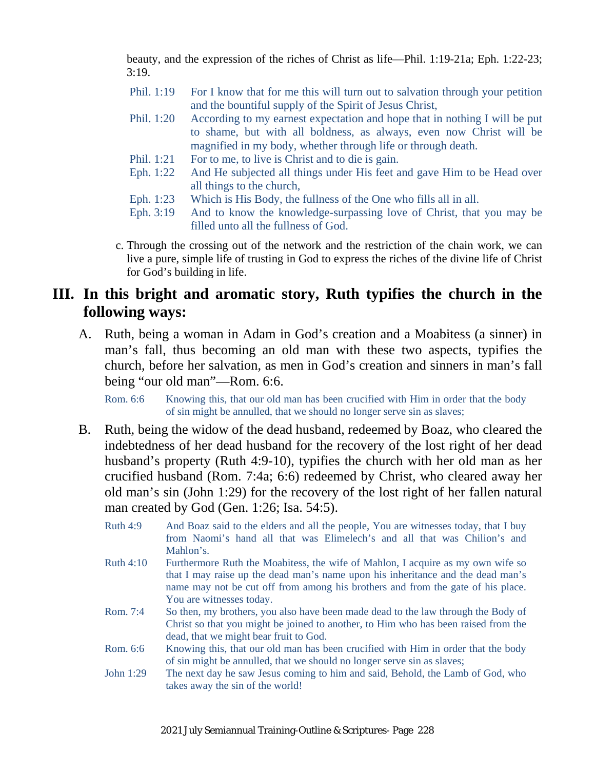beauty, and the expression of the riches of Christ as life—Phil. 1:19-21a; Eph. 1:22-23; 3:19.

Phil. 1:19 For I know that for me this will turn out to salvation through your petition and the bountiful supply of the Spirit of Jesus Christ,

Phil. 1:20 According to my earnest expectation and hope that in nothing I will be put to shame, but with all boldness, as always, even now Christ will be magnified in my body, whether through life or through death.

Phil. 1:21 For to me, to live is Christ and to die is gain.

Eph. 1:22 And He subjected all things under His feet and gave Him to be Head over all things to the church,

Eph. 1:23 Which is His Body, the fullness of the One who fills all in all.

Eph. 3:19 And to know the knowledge-surpassing love of Christ, that you may be filled unto all the fullness of God.

c. Through the crossing out of the network and the restriction of the chain work, we can live a pure, simple life of trusting in God to express the riches of the divine life of Christ for God's building in life.

## III. In this bright and aromatic story, Ruth typifies the church in the following ways:

A. Ruth, being a woman in Adam in God's creation and a Moabitess (a sinner) in man's fall, thus becoming an old man with these two aspects, typifies the church, before her salvation, as men in God's creation and sinners in man's fall being "our old man"—Rom. 6:6.

Rom. 6:6 Knowing this, that our old man has been crucified with Him in order that the body of sin might be annulled, that we should no longer serve sin as slaves;

B. Ruth, being the widow of the dead husband, redeemed by Boaz, who cleared the indebtedness of her dead husband for the recovery of the lost right of her dead husband's property (Ruth 4:9-10), typifies the church with her old man as her crucified husband (Rom. 7:4a; 6:6) redeemed by Christ, who cleared away her old man's sin (John 1:29) for the recovery of the lost right of her fallen natural man created by God (Gen. 1:26; Isa. 54:5).

Ruth 4:9 And Boaz said to the elders and all the people, You are witnesses today, that I buy from Naomi's hand all that was Elimelech's and all that was Chilion's and Mahlon's.

Ruth 4:10 Furthermore Ruth the Moabitess, the wife of Mahlon, I acquire as my own wife so that I may raise up the dead man's name upon his inheritance and the dead man's name may not be cut off from among his brothers and from the gate of his place. You are witnesses today.

Rom. 7:4 So then, my brothers, you also have been made dead to the law through the Body of Christ so that you might be joined to another, to Him who has been raised from the dead, that we might bear fruit to God.

Rom. 6:6 Knowing this, that our old man has been crucified with Him in order that the body of sin might be annulled, that we should no longer serve sin as slaves;

John 1:29 The next day he saw Jesus coming to him and said, Behold, the Lamb of God, who takes away the sin of the world!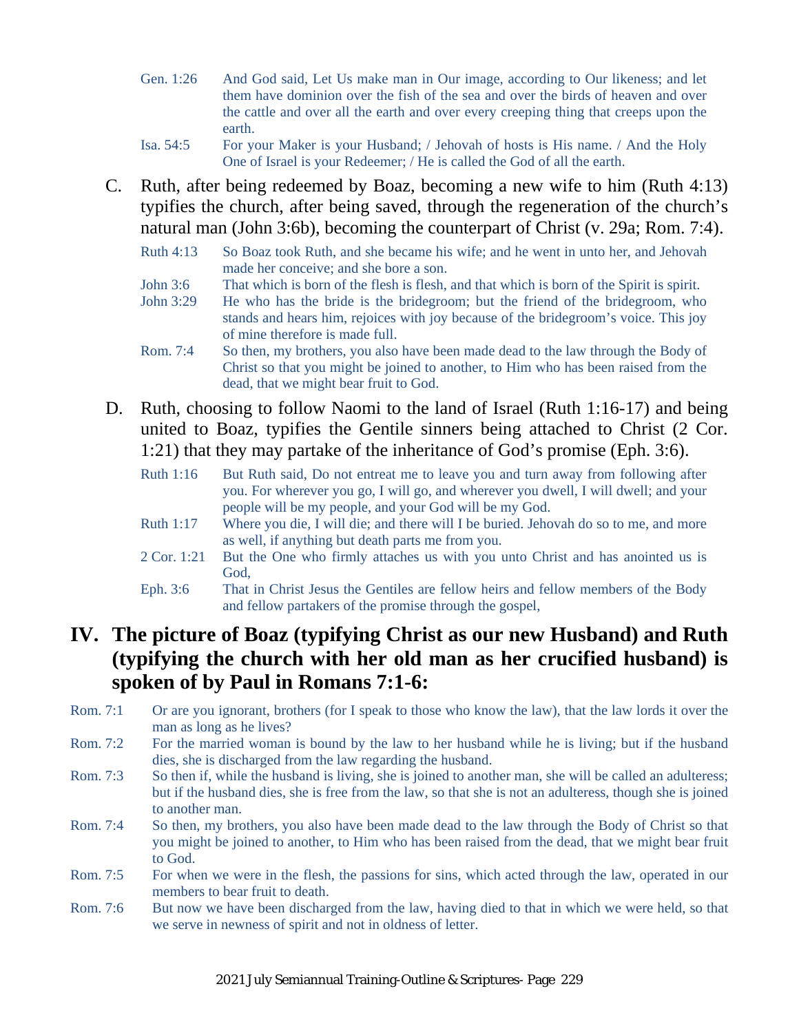Gen. 1:26 And God said, Let Us make man in Our image, according to Our likeness; and let them have dominion over the fish of the sea and over the birds of heaven and over the cattle and over all the earth and over every creeping thing that creeps upon the earth.

Isa. 54:5 For your Maker is your Husband; / Jehovah of hosts is His name. / And the Holy One of Israel is your Redeemer; / He is called the God of all the earth.

C. Ruth, after being redeemed by Boaz, becoming a new wife to him (Ruth 4:13) typifies the church, after being saved, through the regeneration of the church's natural man (John 3:6b), becoming the counterpart of Christ (v. 29a; Rom. 7:4).

Ruth 4:13 So Boaz took Ruth, and she became his wife; and he went in unto her, and Jehovah made her conceive; and she bore a son.

John 3:6 That which is born of the flesh is flesh, and that which is born of the Spirit is spirit.

John 3:29 He who has the bride is the bridegroom; but the friend of the bridegroom, who stands and hears him, rejoices with joy because of the bridegroom's voice. This joy of mine therefore is made full.

Rom. 7:4 So then, my brothers, you also have been made dead to the law through the Body of Christ so that you might be joined to another, to Him who has been raised from the dead, that we might bear fruit to God.

D. Ruth, choosing to follow Naomi to the land of Israel (Ruth 1:16-17) and being united to Boaz, typifies the Gentile sinners being attached to Christ (2 Cor. 1:21) that they may partake of the inheritance of God's promise (Eph. 3:6).

Ruth 1:16 But Ruth said, Do not entreat me to leave you and turn away from following after you. For wherever you go, I will go, and wherever you dwell, I will dwell; and your people will be my people, and your God will be my God.

Ruth 1:17 Where you die, I will die; and there will I be buried. Jehovah do so to me, and more as well, if anything but death parts me from you.

2 Cor. 1:21 But the One who firmly attaches us with you unto Christ and has anointed us is God,

Eph. 3:6 That in Christ Jesus the Gentiles are fellow heirs and fellow members of the Body and fellow partakers of the promise through the gospel,

## IV. The picture of Boaz (typifying Christ as our new Husband) and Ruth (typifying the church with her old man as her crucified husband) is spoken of by Paul in Romans 7:1-6:

Rom. 7:1 Or are you ignorant, brothers (for I speak to those who know the law), that the law lords it over the man as long as he lives?

Rom. 7:2 For the married woman is bound by the law to her husband while he is living; but if the husband dies, she is discharged from the law regarding the husband.

Rom. 7:3 So then if, while the husband is living, she is joined to another man, she will be called an adulteress; but if the husband dies, she is free from the law, so that she is not an adulteress, though she is joined to another man.

Rom. 7:4 So then, my brothers, you also have been made dead to the law through the Body of Christ so that you might be joined to another, to Him who has been raised from the dead, that we might bear fruit to God.

Rom. 7:5 For when we were in the flesh, the passions for sins, which acted through the law, operated in our members to bear fruit to death.

Rom. 7:6 But now we have been discharged from the law, having died to that in which we were held, so that we serve in newness of spirit and not in oldness of letter.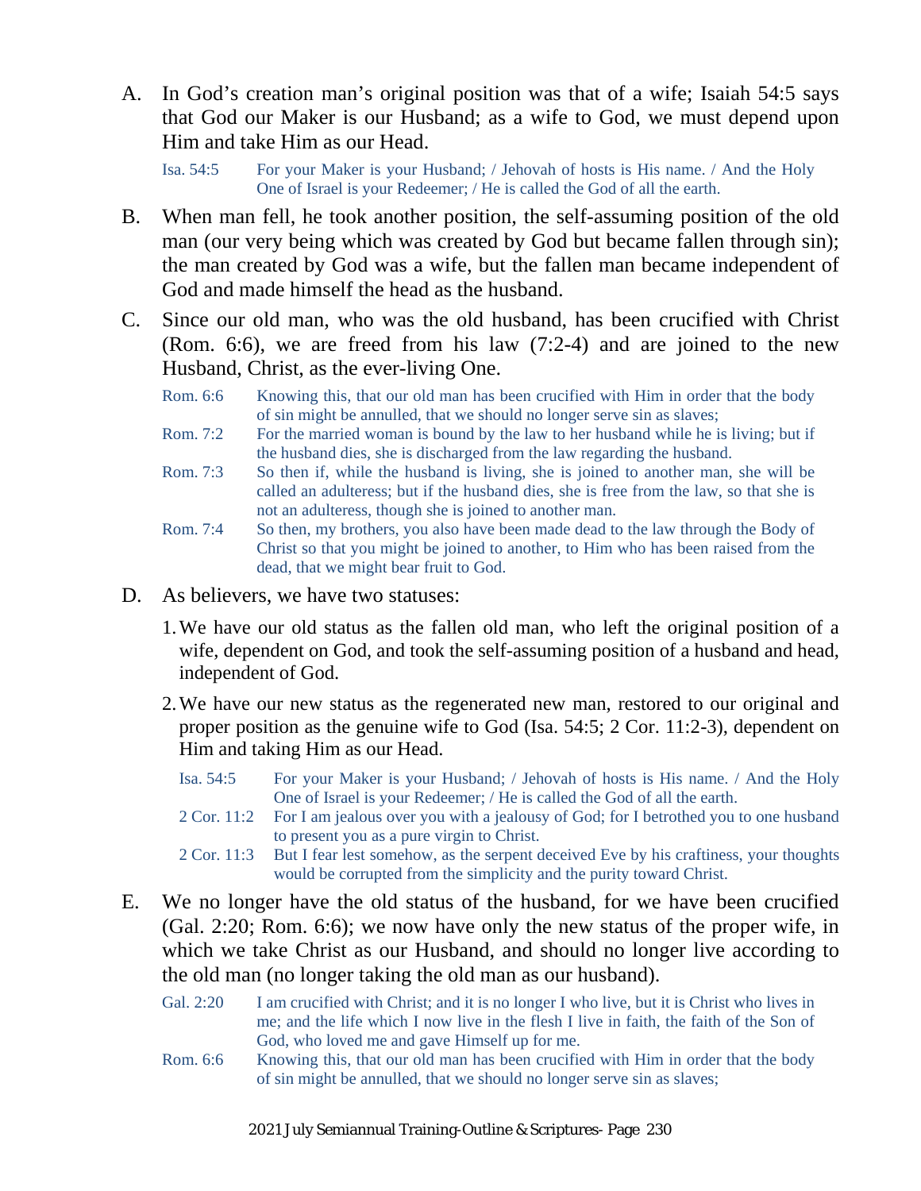A. In God's creation man's original position was that of a wife; Isaiah 54:5 says that God our Maker is our Husband; as a wife to God, we must depend upon Him and take Him as our Head.

   Isa. 54:5 — For your Maker is your Husband; / Jehovah of hosts is His name. / And the Holy One of Israel is your Redeemer; / He is called the God of all the earth.

B. When man fell, he took another position, the self-assuming position of the old man (our very being which was created by God but became fallen through sin); the man created by God was a wife, but the fallen man became independent of God and made himself the head as the husband.

C. Since our old man, who was the old husband, has been crucified with Christ (Rom. 6:6), we are freed from his law (7:2-4) and are joined to the new Husband, Christ, as the ever-living One.

   Rom. 6:6 — Knowing this, that our old man has been crucified with Him in order that the body of sin might be annulled, that we should no longer serve sin as slaves;

   Rom. 7:2 — For the married woman is bound by the law to her husband while he is living; but if the husband dies, she is discharged from the law regarding the husband.

   Rom. 7:3 — So then if, while the husband is living, she is joined to another man, she will be called an adulteress; but if the husband dies, she is free from the law, so that she is not an adulteress, though she is joined to another man.

   Rom. 7:4 — So then, my brothers, you also have been made dead to the law through the Body of Christ so that you might be joined to another, to Him who has been raised from the dead, that we might bear fruit to God.

D. As believers, we have two statuses:

   1. We have our old status as the fallen old man, who left the original position of a wife, dependent on God, and took the self-assuming position of a husband and head, independent of God.

   2. We have our new status as the regenerated new man, restored to our original and proper position as the genuine wife to God (Isa. 54:5; 2 Cor. 11:2-3), dependent on Him and taking Him as our Head.

      Isa. 54:5 — For your Maker is your Husband; / Jehovah of hosts is His name. / And the Holy One of Israel is your Redeemer; / He is called the God of all the earth.

      2 Cor. 11:2 — For I am jealous over you with a jealousy of God; for I betrothed you to one husband to present you as a pure virgin to Christ.

      2 Cor. 11:3 — But I fear lest somehow, as the serpent deceived Eve by his craftiness, your thoughts would be corrupted from the simplicity and the purity toward Christ.

E. We no longer have the old status of the husband, for we have been crucified (Gal. 2:20; Rom. 6:6); we now have only the new status of the proper wife, in which we take Christ as our Husband, and should no longer live according to the old man (no longer taking the old man as our husband).

   Gal. 2:20 — I am crucified with Christ; and it is no longer I who live, but it is Christ who lives in me; and the life which I now live in the flesh I live in faith, the faith of the Son of God, who loved me and gave Himself up for me.

   Rom. 6:6 — Knowing this, that our old man has been crucified with Him in order that the body of sin might be annulled, that we should no longer serve sin as slaves;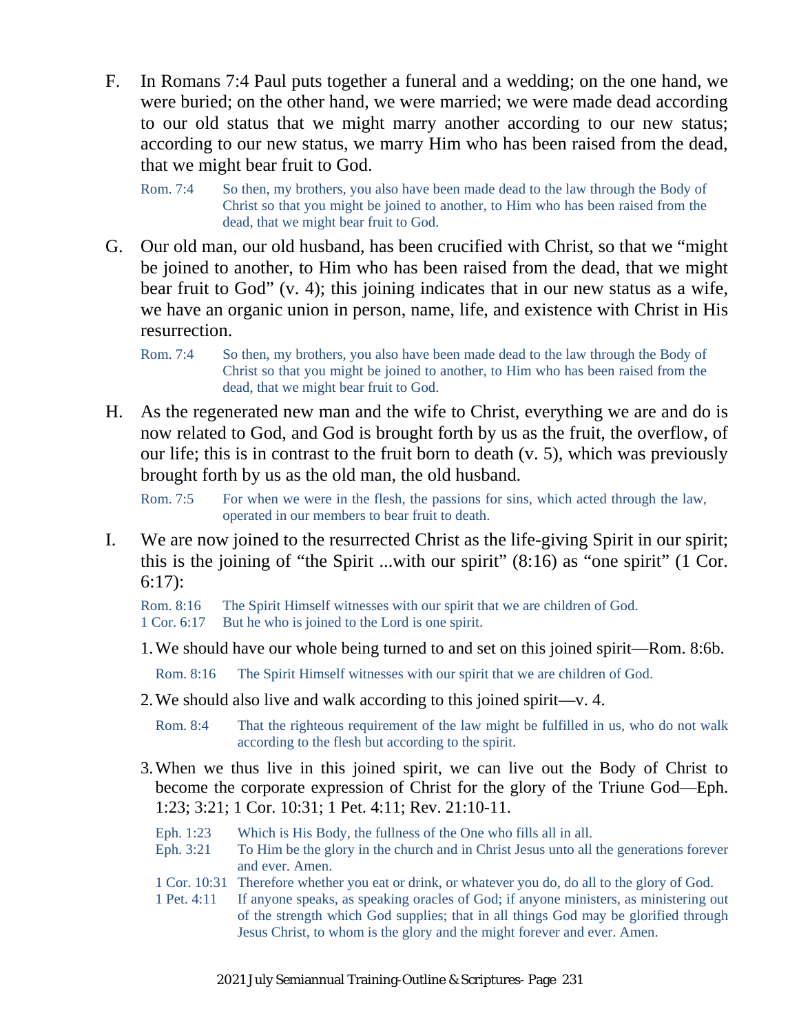F. In Romans 7:4 Paul puts together a funeral and a wedding; on the one hand, we were buried; on the other hand, we were married; we were made dead according to our old status that we might marry another according to our new status; according to our new status, we marry Him who has been raised from the dead, that we might bear fruit to God.

Rom. 7:4 So then, my brothers, you also have been made dead to the law through the Body of Christ so that you might be joined to another, to Him who has been raised from the dead, that we might bear fruit to God.

G. Our old man, our old husband, has been crucified with Christ, so that we "might be joined to another, to Him who has been raised from the dead, that we might bear fruit to God" (v. 4); this joining indicates that in our new status as a wife, we have an organic union in person, name, life, and existence with Christ in His resurrection.

Rom. 7:4 So then, my brothers, you also have been made dead to the law through the Body of Christ so that you might be joined to another, to Him who has been raised from the dead, that we might bear fruit to God.

H. As the regenerated new man and the wife to Christ, everything we are and do is now related to God, and God is brought forth by us as the fruit, the overflow, of our life; this is in contrast to the fruit born to death (v. 5), which was previously brought forth by us as the old man, the old husband.

Rom. 7:5 For when we were in the flesh, the passions for sins, which acted through the law, operated in our members to bear fruit to death.

I. We are now joined to the resurrected Christ as the life-giving Spirit in our spirit; this is the joining of "the Spirit ...with our spirit" (8:16) as "one spirit" (1 Cor. 6:17):

Rom. 8:16 The Spirit Himself witnesses with our spirit that we are children of God.
1 Cor. 6:17 But he who is joined to the Lord is one spirit.

1. We should have our whole being turned to and set on this joined spirit—Rom. 8:6b.

   Rom. 8:16 The Spirit Himself witnesses with our spirit that we are children of God.

2. We should also live and walk according to this joined spirit—v. 4.

   Rom. 8:4 That the righteous requirement of the law might be fulfilled in us, who do not walk according to the flesh but according to the spirit.

3. When we thus live in this joined spirit, we can live out the Body of Christ to become the corporate expression of Christ for the glory of the Triune God—Eph. 1:23; 3:21; 1 Cor. 10:31; 1 Pet. 4:11; Rev. 21:10-11.

   Eph. 1:23 Which is His Body, the fullness of the One who fills all in all.
   Eph. 3:21 To Him be the glory in the church and in Christ Jesus unto all the generations forever and ever. Amen.
   1 Cor. 10:31 Therefore whether you eat or drink, or whatever you do, do all to the glory of God.
   1 Pet. 4:11 If anyone speaks, as speaking oracles of God; if anyone ministers, as ministering out of the strength which God supplies; that in all things God may be glorified through Jesus Christ, to whom is the glory and the might forever and ever. Amen.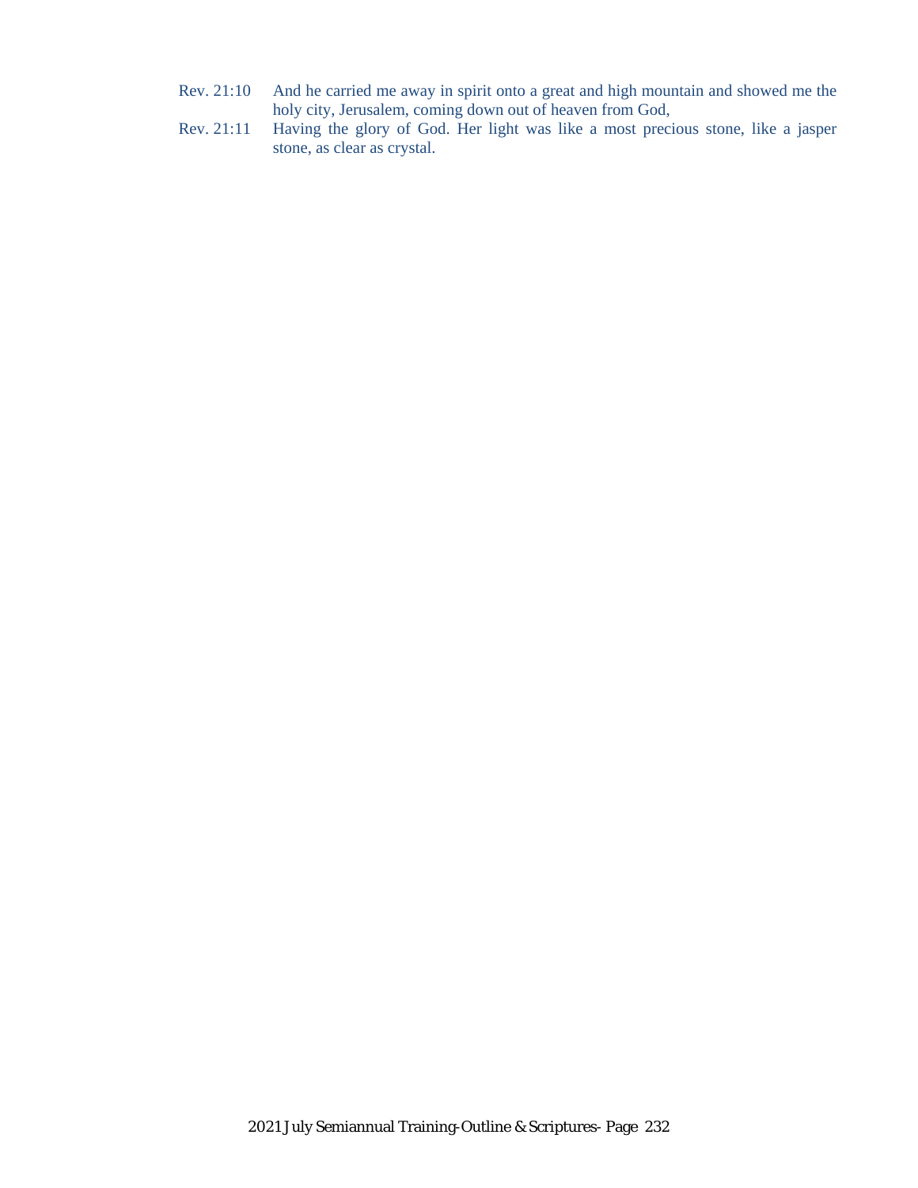Rev. 21:10 And he carried me away in spirit onto a great and high mountain and showed me the holy city, Jerusalem, coming down out of heaven from God,

Rev. 21:11 Having the glory of God. Her light was like a most precious stone, like a jasper stone, as clear as crystal.